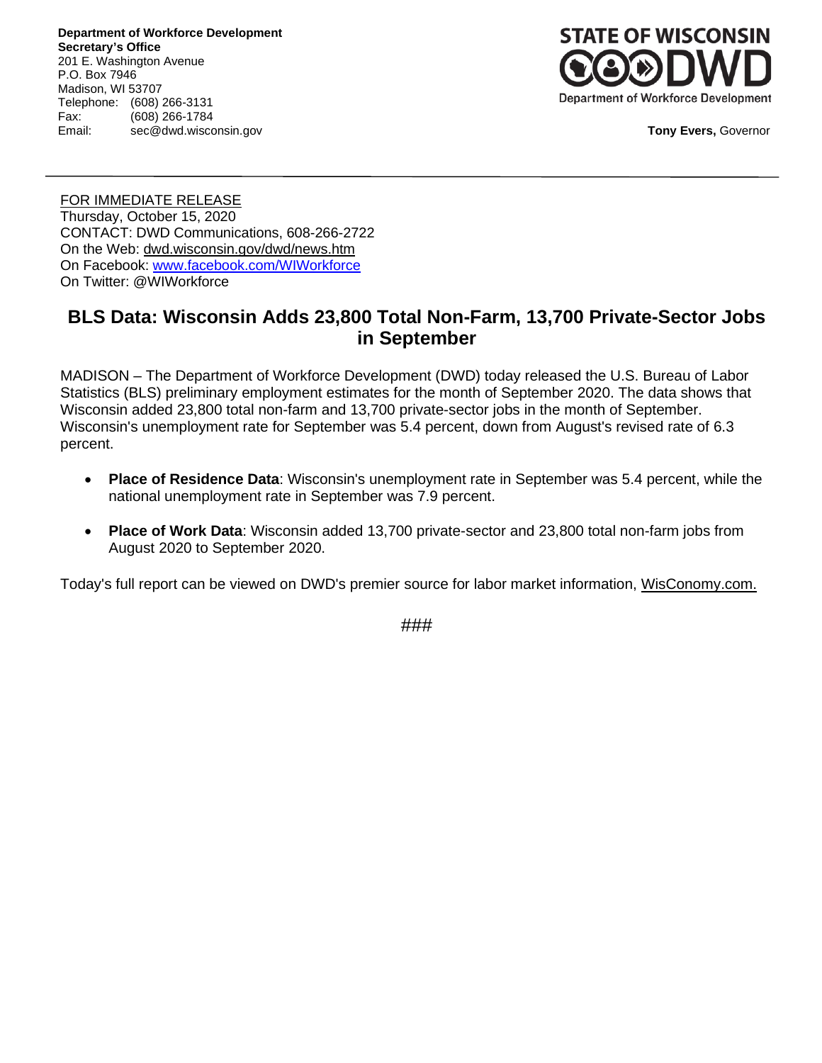**Department of Workforce Development**
**Secretary's Office**
201 E. Washington Avenue
P.O. Box 7946
Madison, WI 53707
Telephone: (608) 266-3131
Fax: (608) 266-1784
Email: sec@dwd.wisconsin.gov

STATE OF WISCONSIN DWD
Department of Workforce Development

**Tony Evers,** Governor

---

FOR IMMEDIATE RELEASE
Thursday, October 15, 2020
CONTACT: DWD Communications, 608-266-2722
On the Web: dwd.wisconsin.gov/dwd/news.htm
On Facebook: www.facebook.com/WIWorkforce
On Twitter: @WIWorkforce

# BLS Data: Wisconsin Adds 23,800 Total Non-Farm, 13,700 Private-Sector Jobs in September

MADISON – The Department of Workforce Development (DWD) today released the U.S. Bureau of Labor Statistics (BLS) preliminary employment estimates for the month of September 2020. The data shows that Wisconsin added 23,800 total non-farm and 13,700 private-sector jobs in the month of September. Wisconsin's unemployment rate for September was 5.4 percent, down from August's revised rate of 6.3 percent.

- **Place of Residence Data**: Wisconsin's unemployment rate in September was 5.4 percent, while the national unemployment rate in September was 7.9 percent.
- **Place of Work Data**: Wisconsin added 13,700 private-sector and 23,800 total non-farm jobs from August 2020 to September 2020.

Today's full report can be viewed on DWD's premier source for labor market information, WisConomy.com.

###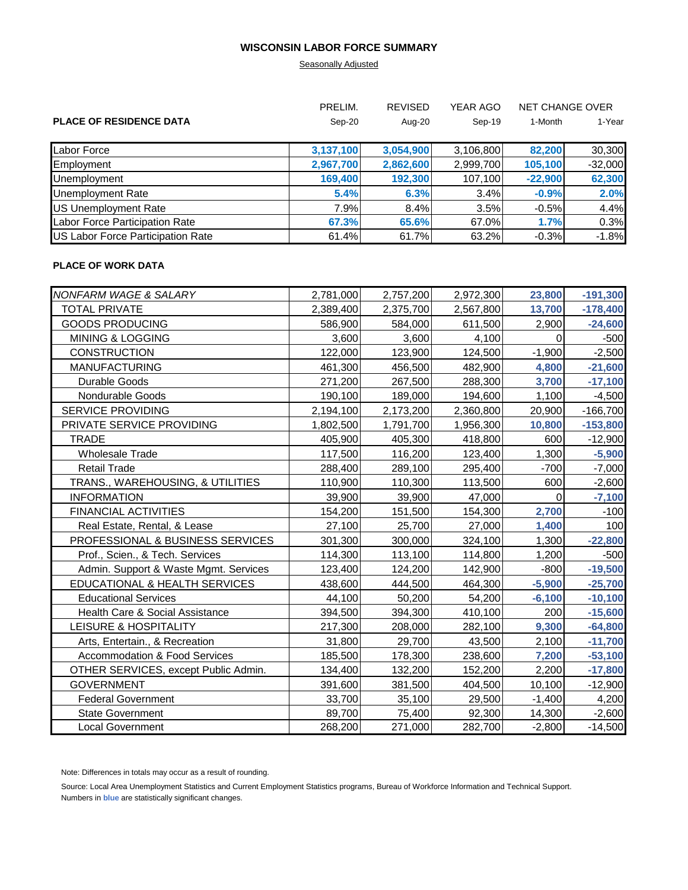# WISCONSIN LABOR FORCE SUMMARY

Seasonally Adjusted

| PLACE OF RESIDENCE DATA | PRELIM. Sep-20 | REVISED Aug-20 | YEAR AGO Sep-19 | NET CHANGE OVER 1-Month | 1-Year |
|---|---|---|---|---|---|
| Labor Force | **3,137,100** | **3,054,900** | 3,106,800 | **82,200** | 30,300 |
| Employment | **2,967,700** | **2,862,600** | 2,999,700 | **105,100** | -32,000 |
| Unemployment | **169,400** | **192,300** | 107,100 | **-22,900** | **62,300** |
| Unemployment Rate | **5.4%** | **6.3%** | 3.4% | **-0.9%** | **2.0%** |
| US Unemployment Rate | 7.9% | 8.4% | 3.5% | -0.5% | 4.4% |
| Labor Force Participation Rate | **67.3%** | **65.6%** | 67.0% | **1.7%** | 0.3% |
| US Labor Force Participation Rate | 61.4% | 61.7% | 63.2% | -0.3% | -1.8% |

**PLACE OF WORK DATA**

| | Sep-20 | Aug-20 | Sep-19 | 1-Month | 1-Year |
|---|---|---|---|---|---|
| *NONFARM WAGE & SALARY* | 2,781,000 | 2,757,200 | 2,972,300 | **23,800** | **-191,300** |
| TOTAL PRIVATE | 2,389,400 | 2,375,700 | 2,567,800 | **13,700** | **-178,400** |
| GOODS PRODUCING | 586,900 | 584,000 | 611,500 | 2,900 | **-24,600** |
| MINING & LOGGING | 3,600 | 3,600 | 4,100 | 0 | -500 |
| CONSTRUCTION | 122,000 | 123,900 | 124,500 | -1,900 | -2,500 |
| MANUFACTURING | 461,300 | 456,500 | 482,900 | **4,800** | **-21,600** |
| Durable Goods | 271,200 | 267,500 | 288,300 | **3,700** | **-17,100** |
| Nondurable Goods | 190,100 | 189,000 | 194,600 | 1,100 | -4,500 |
| SERVICE PROVIDING | 2,194,100 | 2,173,200 | 2,360,800 | 20,900 | -166,700 |
| PRIVATE SERVICE PROVIDING | 1,802,500 | 1,791,700 | 1,956,300 | **10,800** | **-153,800** |
| TRADE | 405,900 | 405,300 | 418,800 | 600 | -12,900 |
| Wholesale Trade | 117,500 | 116,200 | 123,400 | 1,300 | **-5,900** |
| Retail Trade | 288,400 | 289,100 | 295,400 | -700 | -7,000 |
| TRANS., WAREHOUSING, & UTILITIES | 110,900 | 110,300 | 113,500 | 600 | -2,600 |
| INFORMATION | 39,900 | 39,900 | 47,000 | 0 | **-7,100** |
| FINANCIAL ACTIVITIES | 154,200 | 151,500 | 154,300 | **2,700** | -100 |
| Real Estate, Rental, & Lease | 27,100 | 25,700 | 27,000 | **1,400** | 100 |
| PROFESSIONAL & BUSINESS SERVICES | 301,300 | 300,000 | 324,100 | 1,300 | **-22,800** |
| Prof., Scien., & Tech. Services | 114,300 | 113,100 | 114,800 | 1,200 | -500 |
| Admin. Support & Waste Mgmt. Services | 123,400 | 124,200 | 142,900 | -800 | **-19,500** |
| EDUCATIONAL & HEALTH SERVICES | 438,600 | 444,500 | 464,300 | **-5,900** | **-25,700** |
| Educational Services | 44,100 | 50,200 | 54,200 | **-6,100** | **-10,100** |
| Health Care & Social Assistance | 394,500 | 394,300 | 410,100 | 200 | **-15,600** |
| LEISURE & HOSPITALITY | 217,300 | 208,000 | 282,100 | **9,300** | **-64,800** |
| Arts, Entertain., & Recreation | 31,800 | 29,700 | 43,500 | 2,100 | **-11,700** |
| Accommodation & Food Services | 185,500 | 178,300 | 238,600 | **7,200** | **-53,100** |
| OTHER SERVICES, except Public Admin. | 134,400 | 132,200 | 152,200 | 2,200 | **-17,800** |
| GOVERNMENT | 391,600 | 381,500 | 404,500 | 10,100 | -12,900 |
| Federal Government | 33,700 | 35,100 | 29,500 | -1,400 | 4,200 |
| State Government | 89,700 | 75,400 | 92,300 | 14,300 | -2,600 |
| Local Government | 268,200 | 271,000 | 282,700 | -2,800 | -14,500 |

Note: Differences in totals may occur as a result of rounding.

Source: Local Area Unemployment Statistics and Current Employment Statistics programs, Bureau of Workforce Information and Technical Support.
Numbers in **blue** are statistically significant changes.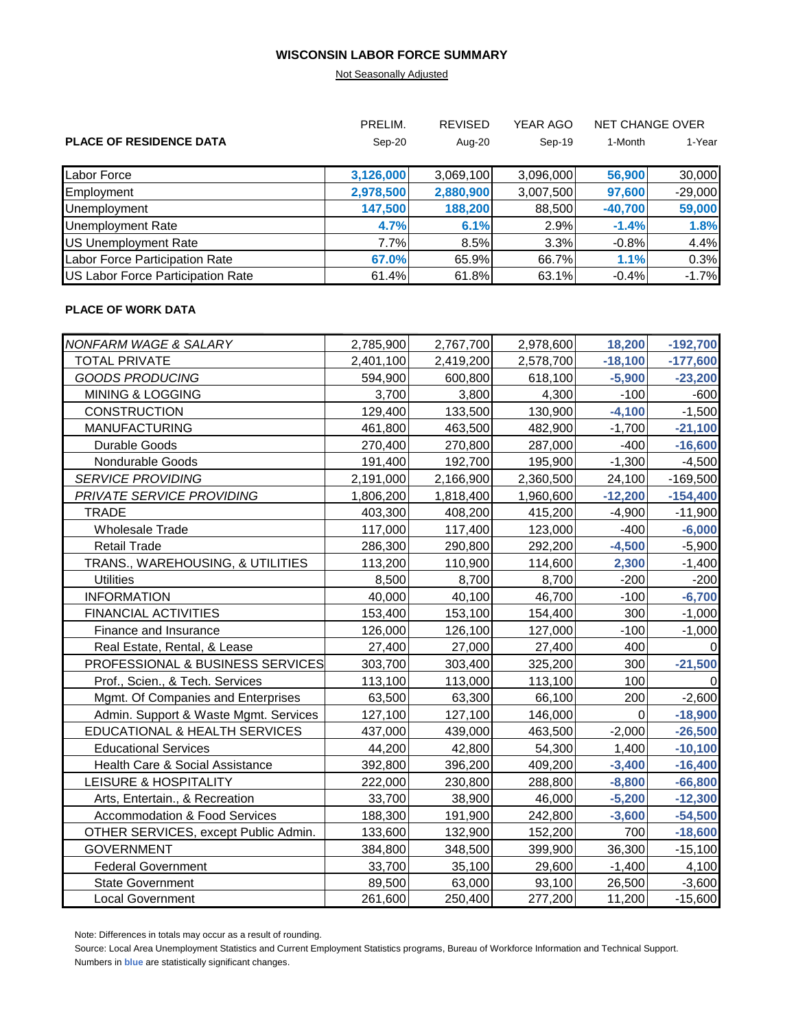## WISCONSIN LABOR FORCE SUMMARY

Not Seasonally Adjusted

| PLACE OF RESIDENCE DATA | PRELIM. Sep-20 | REVISED Aug-20 | YEAR AGO Sep-19 | NET CHANGE OVER 1-Month | NET CHANGE OVER 1-Year |
|---|---|---|---|---|---|
| Labor Force | **3,126,000** | 3,069,100 | 3,096,000 | **56,900** | 30,000 |
| Employment | **2,978,500** | **2,880,900** | 3,007,500 | **97,600** | -29,000 |
| Unemployment | **147,500** | **188,200** | 88,500 | **-40,700** | **59,000** |
| Unemployment Rate | **4.7%** | **6.1%** | 2.9% | **-1.4%** | **1.8%** |
| US Unemployment Rate | 7.7% | 8.5% | 3.3% | -0.8% | 4.4% |
| Labor Force Participation Rate | **67.0%** | 65.9% | 66.7% | **1.1%** | 0.3% |
| US Labor Force Participation Rate | 61.4% | 61.8% | 63.1% | -0.4% | -1.7% |

**PLACE OF WORK DATA**

| | PRELIM. Sep-20 | REVISED Aug-20 | YEAR AGO Sep-19 | NET CHANGE OVER 1-Month | NET CHANGE OVER 1-Year |
|---|---|---|---|---|---|
| *NONFARM WAGE & SALARY* | 2,785,900 | 2,767,700 | 2,978,600 | **18,200** | **-192,700** |
| TOTAL PRIVATE | 2,401,100 | 2,419,200 | 2,578,700 | **-18,100** | **-177,600** |
| *GOODS PRODUCING* | 594,900 | 600,800 | 618,100 | **-5,900** | **-23,200** |
| MINING & LOGGING | 3,700 | 3,800 | 4,300 | -100 | -600 |
| CONSTRUCTION | 129,400 | 133,500 | 130,900 | **-4,100** | -1,500 |
| MANUFACTURING | 461,800 | 463,500 | 482,900 | -1,700 | **-21,100** |
| Durable Goods | 270,400 | 270,800 | 287,000 | -400 | **-16,600** |
| Nondurable Goods | 191,400 | 192,700 | 195,900 | -1,300 | -4,500 |
| *SERVICE PROVIDING* | 2,191,000 | 2,166,900 | 2,360,500 | 24,100 | -169,500 |
| *PRIVATE SERVICE PROVIDING* | 1,806,200 | 1,818,400 | 1,960,600 | **-12,200** | **-154,400** |
| TRADE | 403,300 | 408,200 | 415,200 | -4,900 | -11,900 |
| Wholesale Trade | 117,000 | 117,400 | 123,000 | -400 | **-6,000** |
| Retail Trade | 286,300 | 290,800 | 292,200 | **-4,500** | -5,900 |
| TRANS., WAREHOUSING, & UTILITIES | 113,200 | 110,900 | 114,600 | **2,300** | -1,400 |
| Utilities | 8,500 | 8,700 | 8,700 | -200 | -200 |
| INFORMATION | 40,000 | 40,100 | 46,700 | -100 | **-6,700** |
| FINANCIAL ACTIVITIES | 153,400 | 153,100 | 154,400 | 300 | -1,000 |
| Finance and Insurance | 126,000 | 126,100 | 127,000 | -100 | -1,000 |
| Real Estate, Rental, & Lease | 27,400 | 27,000 | 27,400 | 400 | 0 |
| PROFESSIONAL & BUSINESS SERVICES | 303,700 | 303,400 | 325,200 | 300 | **-21,500** |
| Prof., Scien., & Tech. Services | 113,100 | 113,000 | 113,100 | 100 | 0 |
| Mgmt. Of Companies and Enterprises | 63,500 | 63,300 | 66,100 | 200 | -2,600 |
| Admin. Support & Waste Mgmt. Services | 127,100 | 127,100 | 146,000 | 0 | **-18,900** |
| EDUCATIONAL & HEALTH SERVICES | 437,000 | 439,000 | 463,500 | -2,000 | **-26,500** |
| Educational Services | 44,200 | 42,800 | 54,300 | 1,400 | **-10,100** |
| Health Care & Social Assistance | 392,800 | 396,200 | 409,200 | **-3,400** | **-16,400** |
| LEISURE & HOSPITALITY | 222,000 | 230,800 | 288,800 | **-8,800** | **-66,800** |
| Arts, Entertain., & Recreation | 33,700 | 38,900 | 46,000 | **-5,200** | **-12,300** |
| Accommodation & Food Services | 188,300 | 191,900 | 242,800 | **-3,600** | **-54,500** |
| OTHER SERVICES, except Public Admin. | 133,600 | 132,900 | 152,200 | 700 | **-18,600** |
| GOVERNMENT | 384,800 | 348,500 | 399,900 | 36,300 | -15,100 |
| Federal Government | 33,700 | 35,100 | 29,600 | -1,400 | 4,100 |
| State Government | 89,500 | 63,000 | 93,100 | 26,500 | -3,600 |
| Local Government | 261,600 | 250,400 | 277,200 | 11,200 | -15,600 |

Note: Differences in totals may occur as a result of rounding.

Source: Local Area Unemployment Statistics and Current Employment Statistics programs, Bureau of Workforce Information and Technical Support.

Numbers in **blue** are statistically significant changes.